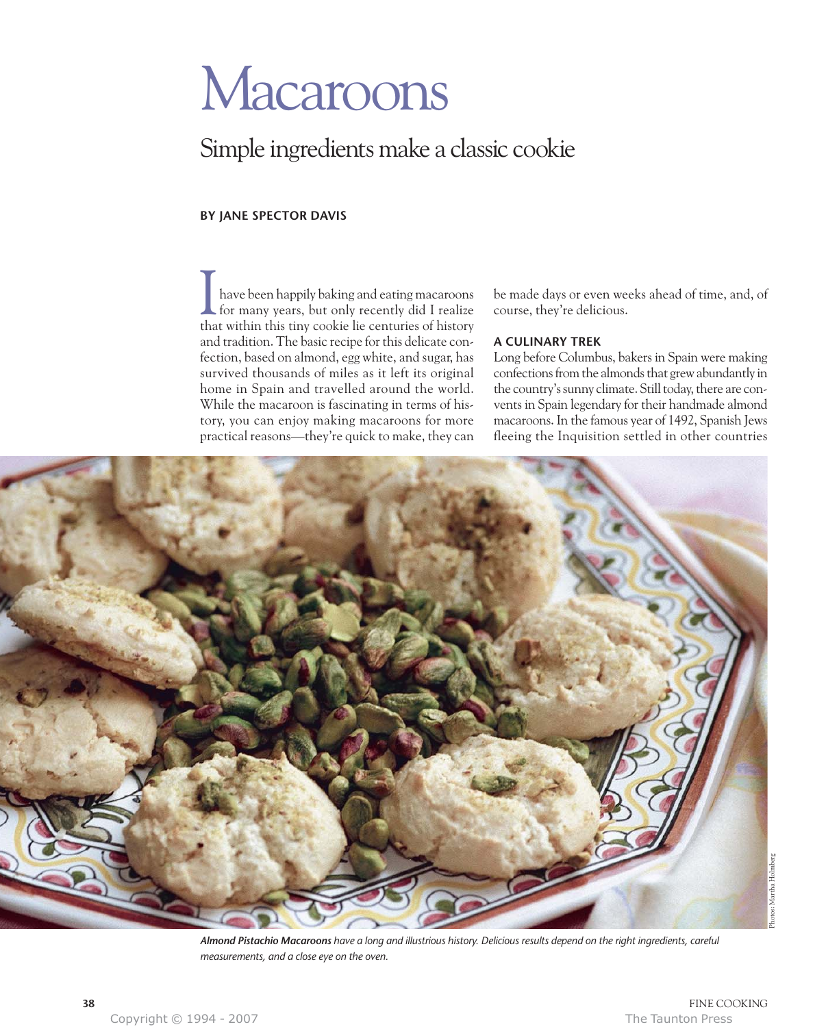# Macaroons

## Simple ingredients make a classic cookie

**BY JANE SPECTOR DAVIS**

I have been happily baking and eating macaroons for many years, but only recently did I realize that within this tiny cookie lie centuries of history and tradition. The basic recipe for this delicate confection, based on almond, egg white, and sugar, has survived thousands of miles as it left its original home in Spain and travelled around the world. While the macaroon is fascinating in terms of history, you can enjoy making macaroons for more practical reasons—they're quick to make, they can be made days or even weeks ahead of time, and, of course, they're delicious.

### A CULINARY TREK

Long before Columbus, bakers in Spain were making confections from the almonds that grew abundantly in the country's sunny climate. Still today, there are convents in Spain legendary for their handmade almond macaroons. In the famous year of 1492, Spanish Jews fleeing the Inquisition settled in other countries

***Almond Pistachio Macaroons*** *have a long and illustrious history. Delicious results depend on the right ingredients, careful measurements, and a close eye on the oven.*

Photos: Martha Holmberg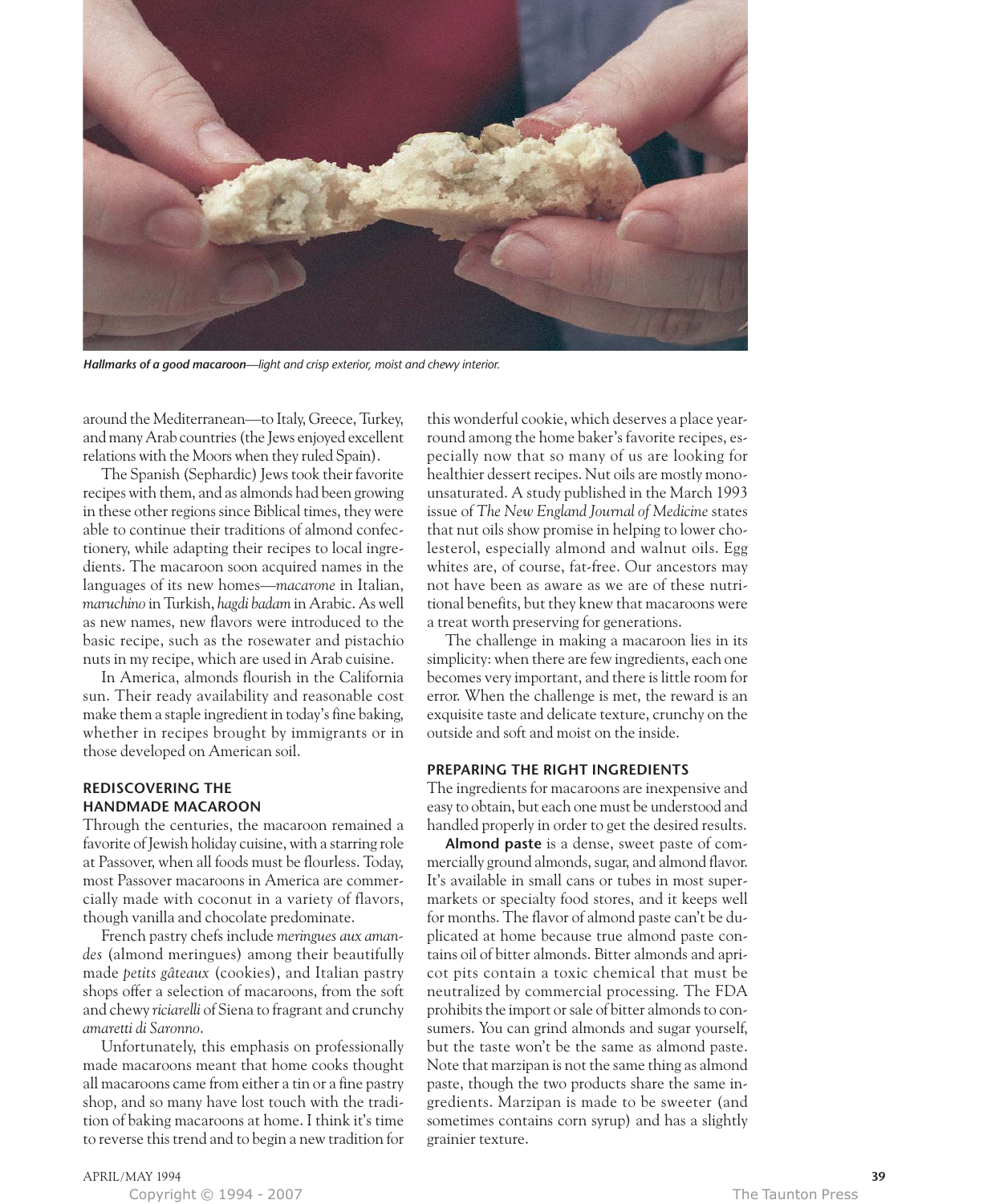*Hallmarks of a good macaroon—light and crisp exterior, moist and chewy interior.*

around the Mediterranean—to Italy, Greece, Turkey, and many Arab countries (the Jews enjoyed excellent relations with the Moors when they ruled Spain).

The Spanish (Sephardic) Jews took their favorite recipes with them, and as almonds had been growing in these other regions since Biblical times, they were able to continue their traditions of almond confectionery, while adapting their recipes to local ingredients. The macaroon soon acquired names in the languages of its new homes—*macarone* in Italian, *maruchino* in Turkish, *hagdi badam* in Arabic. As well as new names, new flavors were introduced to the basic recipe, such as the rosewater and pistachio nuts in my recipe, which are used in Arab cuisine.

In America, almonds flourish in the California sun. Their ready availability and reasonable cost make them a staple ingredient in today's fine baking, whether in recipes brought by immigrants or in those developed on American soil.

## REDISCOVERING THE HANDMADE MACAROON

Through the centuries, the macaroon remained a favorite of Jewish holiday cuisine, with a starring role at Passover, when all foods must be flourless. Today, most Passover macaroons in America are commercially made with coconut in a variety of flavors, though vanilla and chocolate predominate.

French pastry chefs include *meringues aux amandes* (almond meringues) among their beautifully made *petits gâteaux* (cookies), and Italian pastry shops offer a selection of macaroons, from the soft and chewy *riciarelli* of Siena to fragrant and crunchy *amaretti di Saronno*.

Unfortunately, this emphasis on professionally made macaroons meant that home cooks thought all macaroons came from either a tin or a fine pastry shop, and so many have lost touch with the tradition of baking macaroons at home. I think it's time to reverse this trend and to begin a new tradition for this wonderful cookie, which deserves a place year-round among the home baker's favorite recipes, especially now that so many of us are looking for healthier dessert recipes. Nut oils are mostly monounsaturated. A study published in the March 1993 issue of *The New England Journal of Medicine* states that nut oils show promise in helping to lower cholesterol, especially almond and walnut oils. Egg whites are, of course, fat-free. Our ancestors may not have been as aware as we are of these nutritional benefits, but they knew that macaroons were a treat worth preserving for generations.

The challenge in making a macaroon lies in its simplicity: when there are few ingredients, each one becomes very important, and there is little room for error. When the challenge is met, the reward is an exquisite taste and delicate texture, crunchy on the outside and soft and moist on the inside.

## PREPARING THE RIGHT INGREDIENTS

The ingredients for macaroons are inexpensive and easy to obtain, but each one must be understood and handled properly in order to get the desired results.

**Almond paste** is a dense, sweet paste of commercially ground almonds, sugar, and almond flavor. It's available in small cans or tubes in most supermarkets or specialty food stores, and it keeps well for months. The flavor of almond paste can't be duplicated at home because true almond paste contains oil of bitter almonds. Bitter almonds and apricot pits contain a toxic chemical that must be neutralized by commercial processing. The FDA prohibits the import or sale of bitter almonds to consumers. You can grind almonds and sugar yourself, but the taste won't be the same as almond paste. Note that marzipan is not the same thing as almond paste, though the two products share the same ingredients. Marzipan is made to be sweeter (and sometimes contains corn syrup) and has a slightly grainier texture.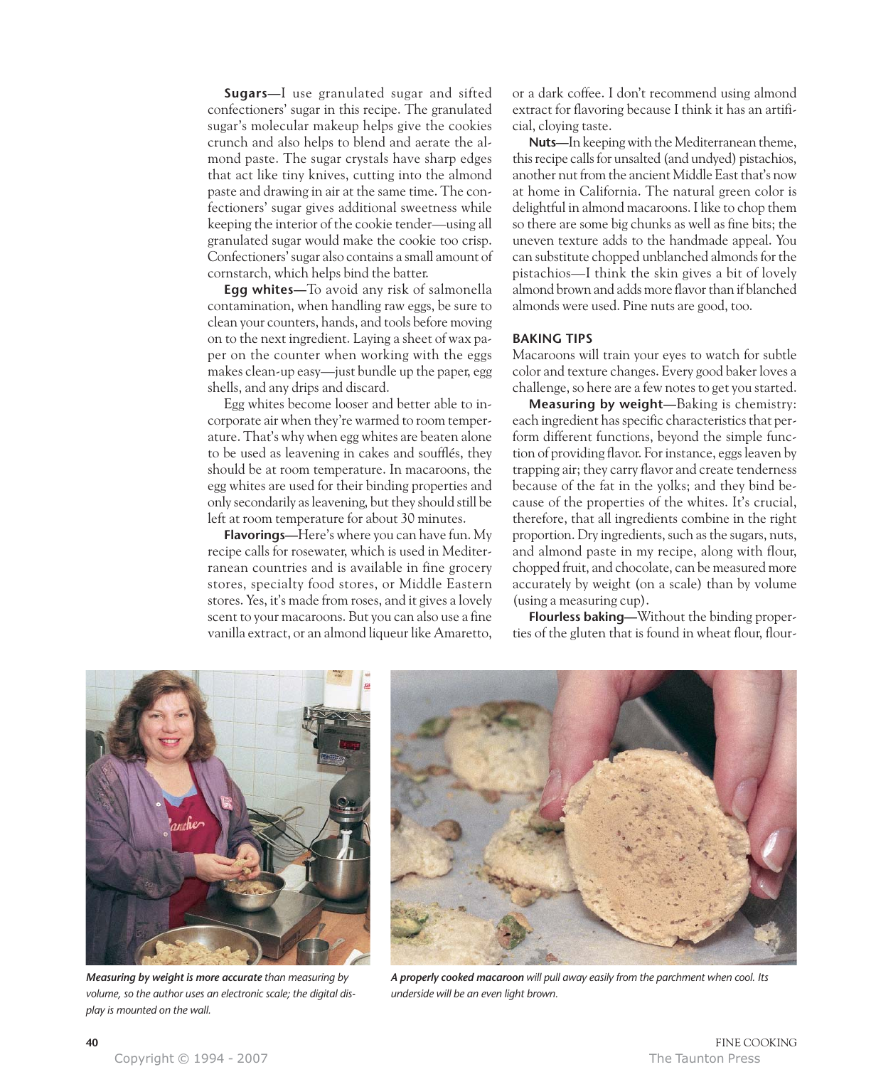**Sugars**—I use granulated sugar and sifted confectioners' sugar in this recipe. The granulated sugar's molecular makeup helps give the cookies crunch and also helps to blend and aerate the almond paste. The sugar crystals have sharp edges that act like tiny knives, cutting into the almond paste and drawing in air at the same time. The confectioners' sugar gives additional sweetness while keeping the interior of the cookie tender—using all granulated sugar would make the cookie too crisp. Confectioners' sugar also contains a small amount of cornstarch, which helps bind the batter.

**Egg whites**—To avoid any risk of salmonella contamination, when handling raw eggs, be sure to clean your counters, hands, and tools before moving on to the next ingredient. Laying a sheet of wax paper on the counter when working with the eggs makes clean-up easy—just bundle up the paper, egg shells, and any drips and discard.

Egg whites become looser and better able to incorporate air when they're warmed to room temperature. That's why when egg whites are beaten alone to be used as leavening in cakes and soufflés, they should be at room temperature. In macaroons, the egg whites are used for their binding properties and only secondarily as leavening, but they should still be left at room temperature for about 30 minutes.

**Flavorings**—Here's where you can have fun. My recipe calls for rosewater, which is used in Mediterranean countries and is available in fine grocery stores, specialty food stores, or Middle Eastern stores. Yes, it's made from roses, and it gives a lovely scent to your macaroons. But you can also use a fine vanilla extract, or an almond liqueur like Amaretto, or a dark coffee. I don't recommend using almond extract for flavoring because I think it has an artificial, cloying taste.

**Nuts**—In keeping with the Mediterranean theme, this recipe calls for unsalted (and undyed) pistachios, another nut from the ancient Middle East that's now at home in California. The natural green color is delightful in almond macaroons. I like to chop them so there are some big chunks as well as fine bits; the uneven texture adds to the handmade appeal. You can substitute chopped unblanched almonds for the pistachios—I think the skin gives a bit of lovely almond brown and adds more flavor than if blanched almonds were used. Pine nuts are good, too.

## BAKING TIPS

Macaroons will train your eyes to watch for subtle color and texture changes. Every good baker loves a challenge, so here are a few notes to get you started.

**Measuring by weight**—Baking is chemistry: each ingredient has specific characteristics that perform different functions, beyond the simple function of providing flavor. For instance, eggs leaven by trapping air; they carry flavor and create tenderness because of the fat in the yolks; and they bind because of the properties of the whites. It's crucial, therefore, that all ingredients combine in the right proportion. Dry ingredients, such as the sugars, nuts, and almond paste in my recipe, along with flour, chopped fruit, and chocolate, can be measured more accurately by weight (on a scale) than by volume (using a measuring cup).

**Flourless baking**—Without the binding properties of the gluten that is found in wheat flour, flour-

*Measuring by weight is more accurate than measuring by volume, so the author uses an electronic scale; the digital display is mounted on the wall.*

*A properly cooked macaroon will pull away easily from the parchment when cool. Its underside will be an even light brown.*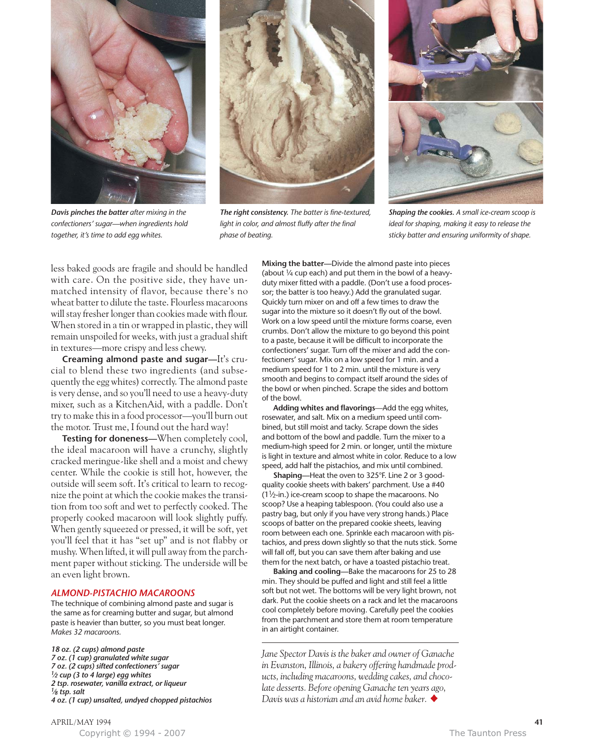*Davis pinches the batter* after mixing in the confectioners' sugar—when ingredients hold together, it's time to add egg whites.

*The right consistency.* The batter is fine-textured, light in color, and almost fluffy after the final phase of beating.

*Shaping the cookies.* A small ice-cream scoop is ideal for shaping, making it easy to release the sticky batter and ensuring uniformity of shape.

less baked goods are fragile and should be handled with care. On the positive side, they have unmatched intensity of flavor, because there's no wheat batter to dilute the taste. Flourless macaroons will stay fresher longer than cookies made with flour. When stored in a tin or wrapped in plastic, they will remain unspoiled for weeks, with just a gradual shift in textures—more crispy and less chewy.

**Creaming almond paste and sugar**—It's crucial to blend these two ingredients (and subsequently the egg whites) correctly. The almond paste is very dense, and so you'll need to use a heavy-duty mixer, such as a KitchenAid, with a paddle. Don't try to make this in a food processor—you'll burn out the motor. Trust me, I found out the hard way!

**Testing for doneness**—When completely cool, the ideal macaroon will have a crunchy, slightly cracked meringue-like shell and a moist and chewy center. While the cookie is still hot, however, the outside will seem soft. It's critical to learn to recognize the point at which the cookie makes the transition from too soft and wet to perfectly cooked. The properly cooked macaroon will look slightly puffy. When gently squeezed or pressed, it will be soft, yet you'll feel that it has "set up" and is not flabby or mushy. When lifted, it will pull away from the parchment paper without sticking. The underside will be an even light brown.

## ALMOND-PISTACHIO MACAROONS

The technique of combining almond paste and sugar is the same as for creaming butter and sugar, but almond paste is heavier than butter, so you must beat longer. *Makes 32 macaroons.*

***18 oz. (2 cups) almond paste***
***7 oz. (1 cup) granulated white sugar***
***7 oz. (2 cups) sifted confectioners' sugar***
***½ cup (3 to 4 large) egg whites***
***2 tsp. rosewater, vanilla extract, or liqueur***
***⅛ tsp. salt***
***4 oz. (1 cup) unsalted, undyed chopped pistachios***

**Mixing the batter**—Divide the almond paste into pieces (about ¼ cup each) and put them in the bowl of a heavy-duty mixer fitted with a paddle. (Don't use a food processor; the batter is too heavy.) Add the granulated sugar. Quickly turn mixer on and off a few times to draw the sugar into the mixture so it doesn't fly out of the bowl. Work on a low speed until the mixture forms coarse, even crumbs. Don't allow the mixture to go beyond this point to a paste, because it will be difficult to incorporate the confectioners' sugar. Turn off the mixer and add the confectioners' sugar. Mix on a low speed for 1 min. and a medium speed for 1 to 2 min. until the mixture is very smooth and begins to compact itself around the sides of the bowl or when pinched. Scrape the sides and bottom of the bowl.

**Adding whites and flavorings**—Add the egg whites, rosewater, and salt. Mix on a medium speed until combined, but still moist and tacky. Scrape down the sides and bottom of the bowl and paddle. Turn the mixer to a medium-high speed for 2 min. or longer, until the mixture is light in texture and almost white in color. Reduce to a low speed, add half the pistachios, and mix until combined.

**Shaping**—Heat the oven to 325°F. Line 2 or 3 good-quality cookie sheets with bakers' parchment. Use a #40 (1½-in.) ice-cream scoop to shape the macaroons. No scoop? Use a heaping tablespoon. (You could also use a pastry bag, but only if you have very strong hands.) Place scoops of batter on the prepared cookie sheets, leaving room between each one. Sprinkle each macaroon with pistachios, and press down slightly so that the nuts stick. Some will fall off, but you can save them after baking and use them for the next batch, or have a toasted pistachio treat.

**Baking and cooling**—Bake the macaroons for 25 to 28 min. They should be puffed and light and still feel a little soft but not wet. The bottoms will be very light brown, not dark. Put the cookie sheets on a rack and let the macaroons cool completely before moving. Carefully peel the cookies from the parchment and store them at room temperature in an airtight container.

---

*Jane Spector Davis is the baker and owner of Ganache in Evanston, Illinois, a bakery offering handmade products, including macaroons, wedding cakes, and chocolate desserts. Before opening Ganache ten years ago, Davis was a historian and an avid home baker.* ◆